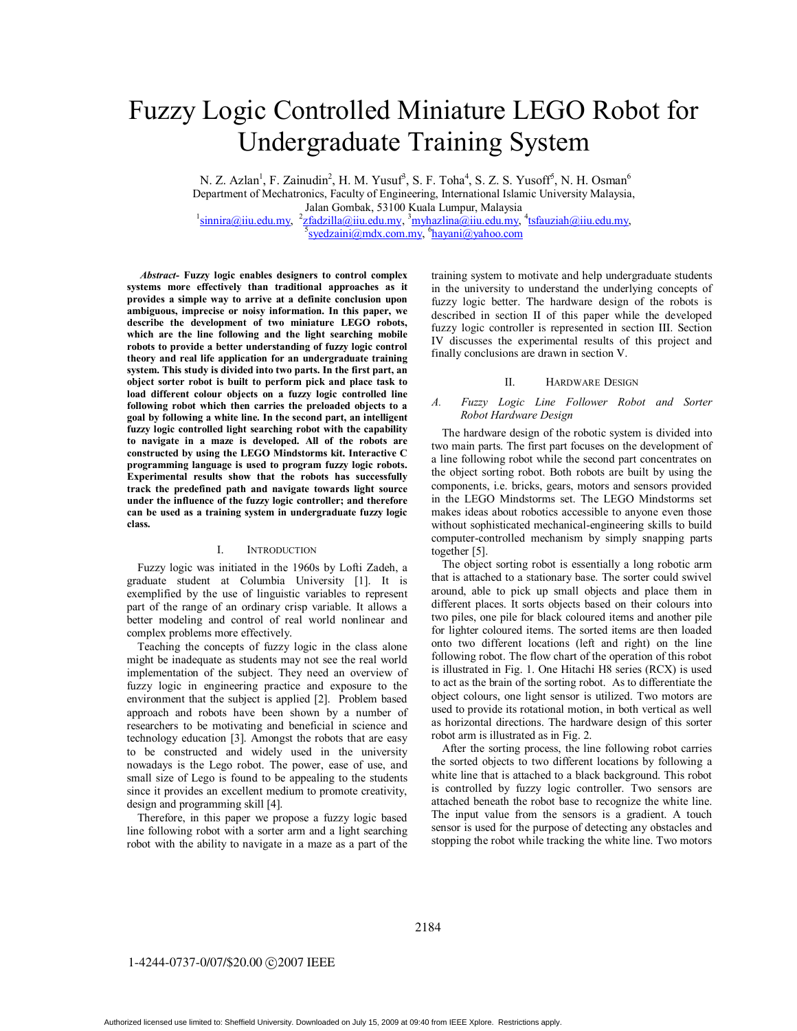# Fuzzy Logic Controlled Miniature LEGO Robot for Undergraduate Training System

N. Z. Azlan[1], F. Zainudin[2], H. M. Yusuf[3], S. F. Toha[4], S. Z. S. Yusoff[5], N. H. Osman[6]
Department of Mechatronics, Faculty of Engineering, International Islamic University Malaysia,
Jalan Gombak, 53100 Kuala Lumpur, Malaysia
[1]sinnira@iiu.edu.my, [2]zfadzilla@iiu.edu.my, [3]myhazlina@iiu.edu.my, [4]tsfauziah@iiu.edu.my,
[5]syedzaini@mdx.com.my, [6]hayani@yahoo.com

***Abstract*-** **Fuzzy logic enables designers to control complex systems more effectively than traditional approaches as it provides a simple way to arrive at a definite conclusion upon ambiguous, imprecise or noisy information. In this paper, we describe the development of two miniature LEGO robots, which are the line following and the light searching mobile robots to provide a better understanding of fuzzy logic control theory and real life application for an undergraduate training system. This study is divided into two parts. In the first part, an object sorter robot is built to perform pick and place task to load different colour objects on a fuzzy logic controlled line following robot which then carries the preloaded objects to a goal by following a white line. In the second part, an intelligent fuzzy logic controlled light searching robot with the capability to navigate in a maze is developed. All of the robots are constructed by using the LEGO Mindstorms kit. Interactive C programming language is used to program fuzzy logic robots. Experimental results show that the robots has successfully track the predefined path and navigate towards light source under the influence of the fuzzy logic controller; and therefore can be used as a training system in undergraduate fuzzy logic class.**

## I. Introduction

Fuzzy logic was initiated in the 1960s by Lofti Zadeh, a graduate student at Columbia University [1]. It is exemplified by the use of linguistic variables to represent part of the range of an ordinary crisp variable. It allows a better modeling and control of real world nonlinear and complex problems more effectively.

Teaching the concepts of fuzzy logic in the class alone might be inadequate as students may not see the real world implementation of the subject. They need an overview of fuzzy logic in engineering practice and exposure to the environment that the subject is applied [2]. Problem based approach and robots have been shown by a number of researchers to be motivating and beneficial in science and technology education [3]. Amongst the robots that are easy to be constructed and widely used in the university nowadays is the Lego robot. The power, ease of use, and small size of Lego is found to be appealing to the students since it provides an excellent medium to promote creativity, design and programming skill [4].

Therefore, in this paper we propose a fuzzy logic based line following robot with a sorter arm and a light searching robot with the ability to navigate in a maze as a part of the training system to motivate and help undergraduate students in the university to understand the underlying concepts of fuzzy logic better. The hardware design of the robots is described in section II of this paper while the developed fuzzy logic controller is represented in section III. Section IV discusses the experimental results of this project and finally conclusions are drawn in section V.

## II. Hardware Design

### *A. Fuzzy Logic Line Follower Robot and Sorter Robot Hardware Design*

The hardware design of the robotic system is divided into two main parts. The first part focuses on the development of a line following robot while the second part concentrates on the object sorting robot. Both robots are built by using the components, i.e. bricks, gears, motors and sensors provided in the LEGO Mindstorms set. The LEGO Mindstorms set makes ideas about robotics accessible to anyone even those without sophisticated mechanical-engineering skills to build computer-controlled mechanism by simply snapping parts together [5].

The object sorting robot is essentially a long robotic arm that is attached to a stationary base. The sorter could swivel around, able to pick up small objects and place them in different places. It sorts objects based on their colours into two piles, one pile for black coloured items and another pile for lighter coloured items. The sorted items are then loaded onto two different locations (left and right) on the line following robot. The flow chart of the operation of this robot is illustrated in Fig. 1. One Hitachi H8 series (RCX) is used to act as the brain of the sorting robot. As to differentiate the object colours, one light sensor is utilized. Two motors are used to provide its rotational motion, in both vertical as well as horizontal directions. The hardware design of this sorter robot arm is illustrated as in Fig. 2.

After the sorting process, the line following robot carries the sorted objects to two different locations by following a white line that is attached to a black background. This robot is controlled by fuzzy logic controller. Two sensors are attached beneath the robot base to recognize the white line. The input value from the sensors is a gradient. A touch sensor is used for the purpose of detecting any obstacles and stopping the robot while tracking the white line. Two motors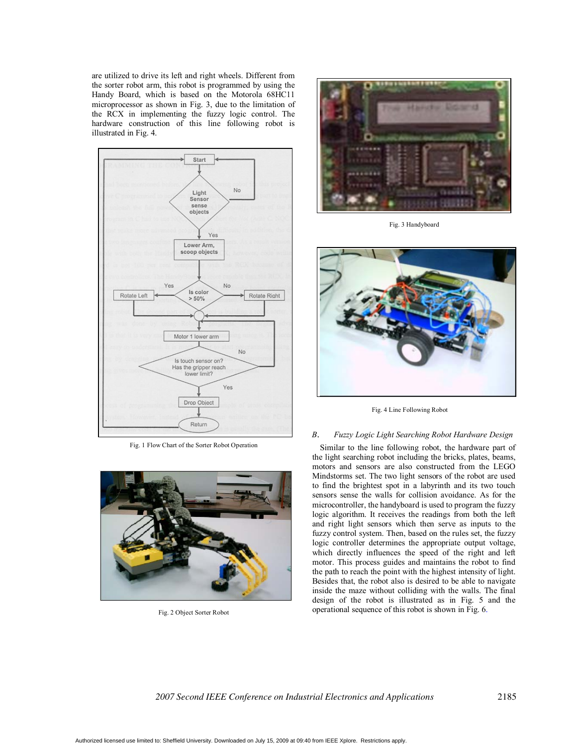are utilized to drive its left and right wheels. Different from the sorter robot arm, this robot is programmed by using the Handy Board, which is based on the Motorola 68HC11 microprocessor as shown in Fig. 3, due to the limitation of the RCX in implementing the fuzzy logic control. The hardware construction of this line following robot is illustrated in Fig. 4.

Fig. 1 Flow Chart of the Sorter Robot Operation

Fig. 2 Object Sorter Robot

Fig. 3 Handyboard

Fig. 4 Line Following Robot

### *B. Fuzzy Logic Light Searching Robot Hardware Design*

Similar to the line following robot, the hardware part of the light searching robot including the bricks, plates, beams, motors and sensors are also constructed from the LEGO Mindstorms set. The two light sensors of the robot are used to find the brightest spot in a labyrinth and its two touch sensors sense the walls for collision avoidance. As for the microcontroller, the handyboard is used to program the fuzzy logic algorithm. It receives the readings from both the left and right light sensors which then serve as inputs to the fuzzy control system. Then, based on the rules set, the fuzzy logic controller determines the appropriate output voltage, which directly influences the speed of the right and left motor. This process guides and maintains the robot to find the path to reach the point with the highest intensity of light. Besides that, the robot also is desired to be able to navigate inside the maze without colliding with the walls. The final design of the robot is illustrated as in Fig. 5 and the operational sequence of this robot is shown in Fig. 6.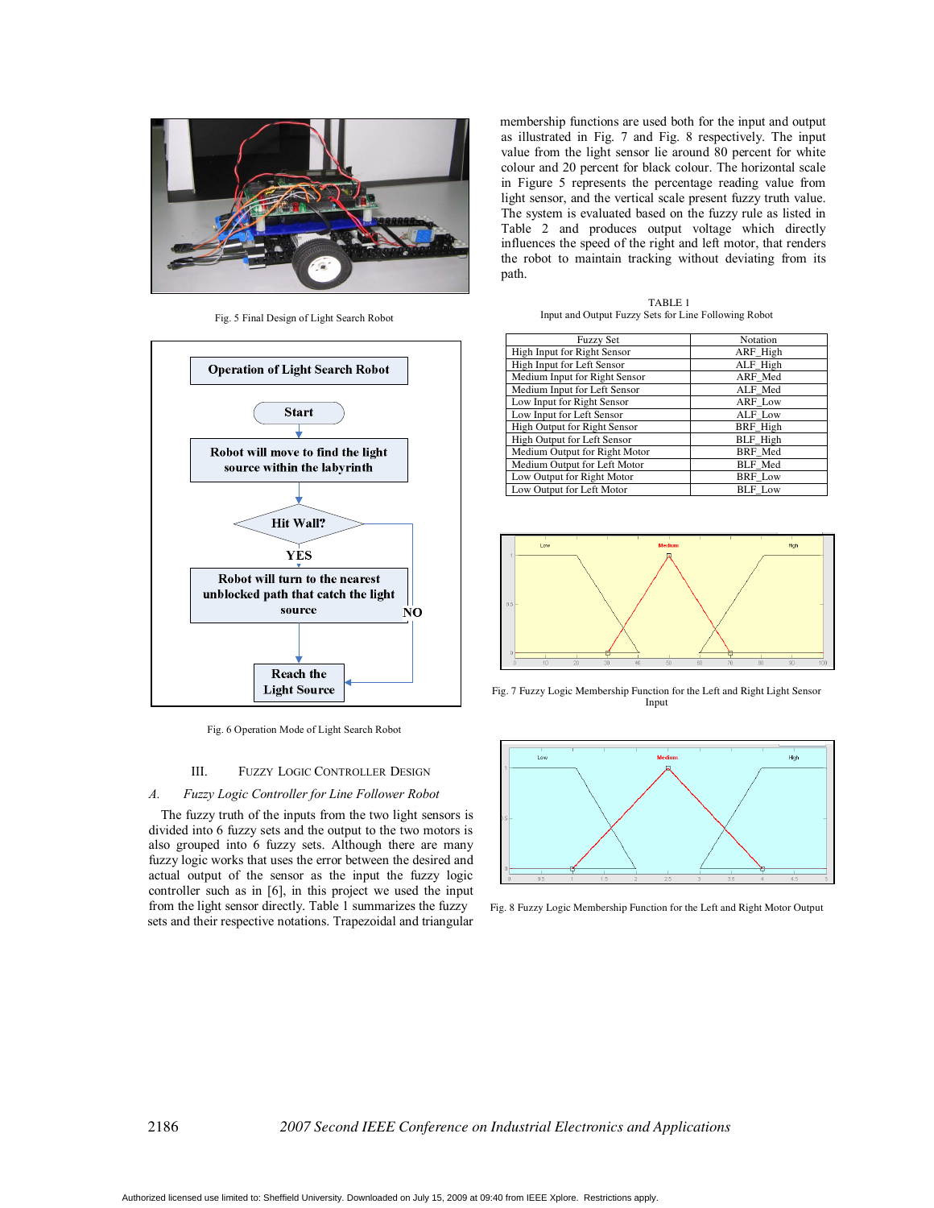Fig. 5 Final Design of Light Search Robot

Operation of Light Search Robot

Start

Robot will move to find the light source within the labyrinth

Hit Wall?

YES

Robot will turn to the nearest unblocked path that catch the light source

NO

Reach the Light Source

Fig. 6 Operation Mode of Light Search Robot

## III. Fuzzy Logic Controller Design

### *A. Fuzzy Logic Controller for Line Follower Robot*

The fuzzy truth of the inputs from the two light sensors is divided into 6 fuzzy sets and the output to the two motors is also grouped into 6 fuzzy sets. Although there are many fuzzy logic works that uses the error between the desired and actual output of the sensor as the input the fuzzy logic controller such as in [6], in this project we used the input from the light sensor directly. Table 1 summarizes the fuzzy sets and their respective notations. Trapezoidal and triangular membership functions are used both for the input and output as illustrated in Fig. 7 and Fig. 8 respectively. The input value from the light sensor lie around 80 percent for white colour and 20 percent for black colour. The horizontal scale in Figure 5 represents the percentage reading value from light sensor, and the vertical scale present fuzzy truth value. The system is evaluated based on the fuzzy rule as listed in Table 2 and produces output voltage which directly influences the speed of the right and left motor, that renders the robot to maintain tracking without deviating from its path.

TABLE 1
Input and Output Fuzzy Sets for Line Following Robot

| Fuzzy Set | Notation |
|---|---|
| High Input for Right Sensor | ARF_High |
| High Input for Left Sensor | ALF_High |
| Medium Input for Right Sensor | ARF_Med |
| Medium Input for Left Sensor | ALF_Med |
| Low Input for Right Sensor | ARF_Low |
| Low Input for Left Sensor | ALF_Low |
| High Output for Right Sensor | BRF_High |
| High Output for Left Sensor | BLF_High |
| Medium Output for Right Motor | BRF_Med |
| Medium Output for Left Motor | BLF_Med |
| Low Output for Right Motor | BRF_Low |
| Low Output for Left Motor | BLF_Low |

Fig. 7 Fuzzy Logic Membership Function for the Left and Right Light Sensor Input

Fig. 8 Fuzzy Logic Membership Function for the Left and Right Motor Output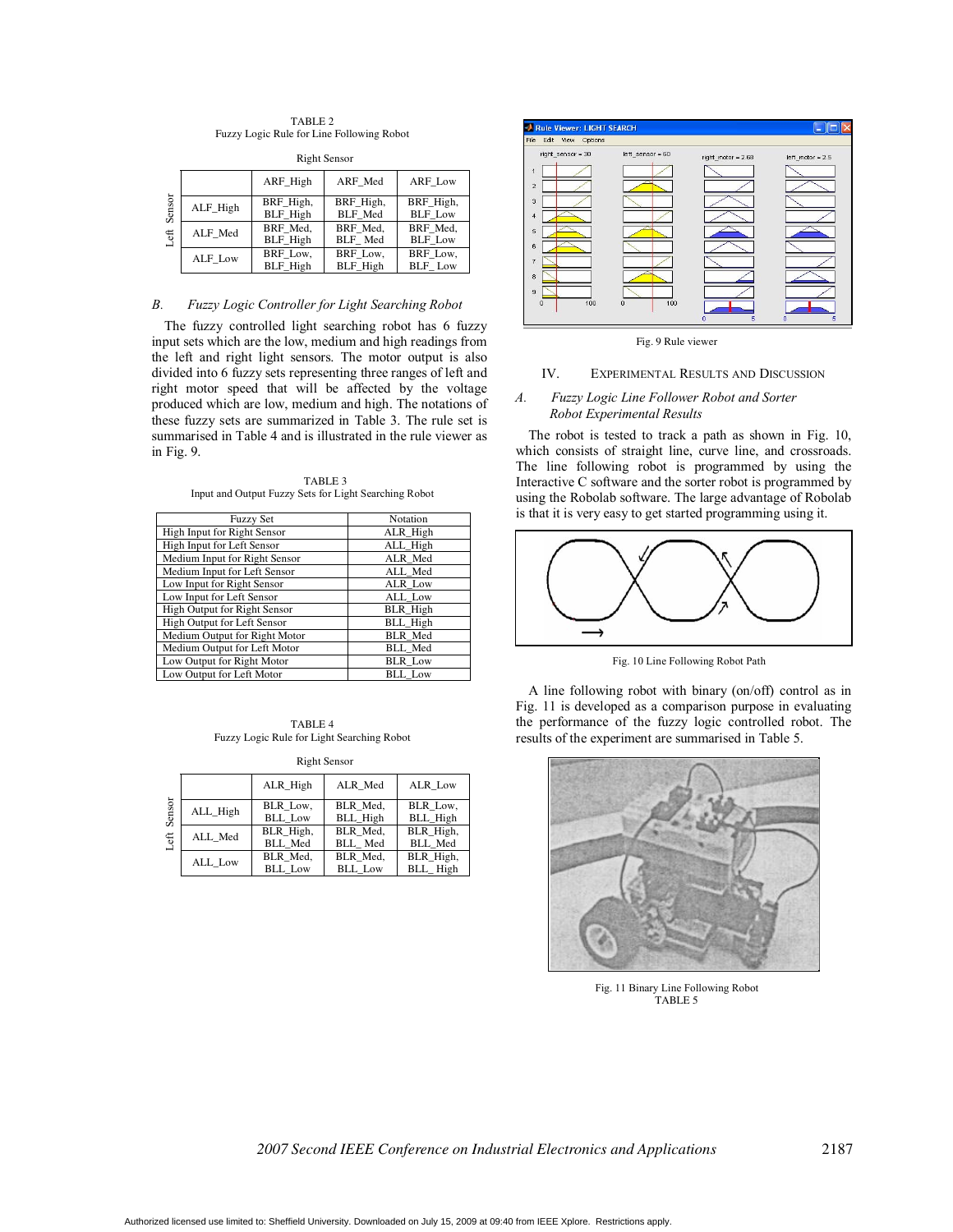TABLE 2
Fuzzy Logic Rule for Line Following Robot

| Left Sensor \ Right Sensor | ARF_High | ARF_Med | ARF_Low |
|---|---|---|---|
| ALF_High | BRF_High, BLF_High | BRF_High, BLF_Med | BRF_High, BLF_Low |
| ALF_Med | BRF_Med, BLF_High | BRF_Med, BLF_ Med | BRF_Med, BLF_Low |
| ALF_Low | BRF_Low, BLF_High | BRF_Low, BLF_High | BRF_Low, BLF_ Low |

### *B. Fuzzy Logic Controller for Light Searching Robot*

The fuzzy controlled light searching robot has 6 fuzzy input sets which are the low, medium and high readings from the left and right light sensors. The motor output is also divided into 6 fuzzy sets representing three ranges of left and right motor speed that will be affected by the voltage produced which are low, medium and high. The notations of these fuzzy sets are summarized in Table 3. The rule set is summarised in Table 4 and is illustrated in the rule viewer as in Fig. 9.

TABLE 3
Input and Output Fuzzy Sets for Light Searching Robot

| Fuzzy Set | Notation |
|---|---|
| High Input for Right Sensor | ALR_High |
| High Input for Left Sensor | ALL_High |
| Medium Input for Right Sensor | ALR_Med |
| Medium Input for Left Sensor | ALL_Med |
| Low Input for Right Sensor | ALR_Low |
| Low Input for Left Sensor | ALL_Low |
| High Output for Right Sensor | BLR_High |
| High Output for Left Sensor | BLL_High |
| Medium Output for Right Motor | BLR_Med |
| Medium Output for Left Motor | BLL_Med |
| Low Output for Right Motor | BLR_Low |
| Low Output for Left Motor | BLL_Low |

TABLE 4
Fuzzy Logic Rule for Light Searching Robot

| Left Sensor \ Right Sensor | ALR_High | ALR_Med | ALR_Low |
|---|---|---|---|
| ALL_High | BLR_Low, BLL_Low | BLR_Med, BLL_High | BLR_Low, BLL_High |
| ALL_Med | BLR_High, BLL_Med | BLR_Med, BLL_ Med | BLR_High, BLL_Med |
| ALL_Low | BLR_Med, BLL_Low | BLR_Med, BLL_Low | BLR_High, BLL_ High |

Fig. 9 Rule viewer

## IV. Experimental Results and Discussion

### *A. Fuzzy Logic Line Follower Robot and Sorter Robot Experimental Results*

The robot is tested to track a path as shown in Fig. 10, which consists of straight line, curve line, and crossroads. The line following robot is programmed by using the Interactive C software and the sorter robot is programmed by using the Robolab software. The large advantage of Robolab is that it is very easy to get started programming using it.

Fig. 10 Line Following Robot Path

A line following robot with binary (on/off) control as in Fig. 11 is developed as a comparison purpose in evaluating the performance of the fuzzy logic controlled robot. The results of the experiment are summarised in Table 5.

Fig. 11 Binary Line Following Robot

TABLE 5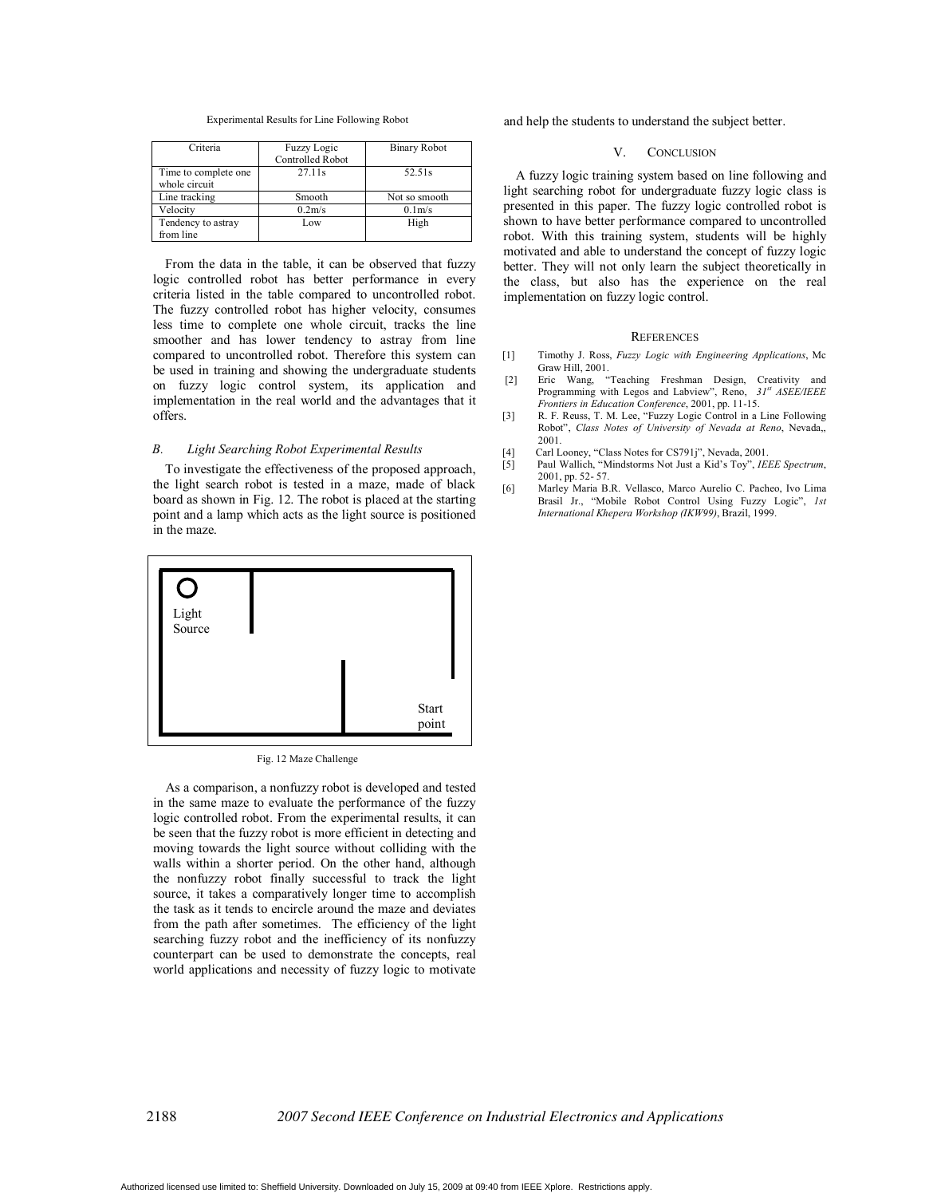Experimental Results for Line Following Robot

| Criteria | Fuzzy Logic Controlled Robot | Binary Robot |
| --- | --- | --- |
| Time to complete one whole circuit | 27.11s | 52.51s |
| Line tracking | Smooth | Not so smooth |
| Velocity | 0.2m/s | 0.1m/s |
| Tendency to astray from line | Low | High |

From the data in the table, it can be observed that fuzzy logic controlled robot has better performance in every criteria listed in the table compared to uncontrolled robot. The fuzzy controlled robot has higher velocity, consumes less time to complete one whole circuit, tracks the line smoother and has lower tendency to astray from line compared to uncontrolled robot. Therefore this system can be used in training and showing the undergraduate students on fuzzy logic control system, its application and implementation in the real world and the advantages that it offers.

### *B. Light Searching Robot Experimental Results*

To investigate the effectiveness of the proposed approach, the light search robot is tested in a maze, made of black board as shown in Fig. 12. The robot is placed at the starting point and a lamp which acts as the light source is positioned in the maze.

Light Source

Start point

Fig. 12 Maze Challenge

As a comparison, a nonfuzzy robot is developed and tested in the same maze to evaluate the performance of the fuzzy logic controlled robot. From the experimental results, it can be seen that the fuzzy robot is more efficient in detecting and moving towards the light source without colliding with the walls within a shorter period. On the other hand, although the nonfuzzy robot finally successful to track the light source, it takes a comparatively longer time to accomplish the task as it tends to encircle around the maze and deviates from the path after sometimes. The efficiency of the light searching fuzzy robot and the inefficiency of its nonfuzzy counterpart can be used to demonstrate the concepts, real world applications and necessity of fuzzy logic to motivate and help the students to understand the subject better.

## V. CONCLUSION

A fuzzy logic training system based on line following and light searching robot for undergraduate fuzzy logic class is presented in this paper. The fuzzy logic controlled robot is shown to have better performance compared to uncontrolled robot. With this training system, students will be highly motivated and able to understand the concept of fuzzy logic better. They will not only learn the subject theoretically in the class, but also has the experience on the real implementation on fuzzy logic control.

## REFERENCES

[1] Timothy J. Ross, *Fuzzy Logic with Engineering Applications*, Mc Graw Hill, 2001.

[2] Eric Wang, "Teaching Freshman Design, Creativity and Programming with Legos and Labview", Reno, *31st ASEE/IEEE Frontiers in Education Conference*, 2001, pp. 11-15.

[3] R. F. Reuss, T. M. Lee, "Fuzzy Logic Control in a Line Following Robot", *Class Notes of University of Nevada at Reno*, Nevada,, 2001.

[4] Carl Looney, "Class Notes for CS791j", Nevada, 2001.

[5] Paul Wallich, "Mindstorms Not Just a Kid's Toy", *IEEE Spectrum*, 2001, pp. 52- 57.

[6] Marley Maria B.R. Vellasco, Marco Aurelio C. Pacheo, Ivo Lima Brasil Jr., "Mobile Robot Control Using Fuzzy Logic", *1st International Khepera Workshop (IKW99)*, Brazil, 1999.